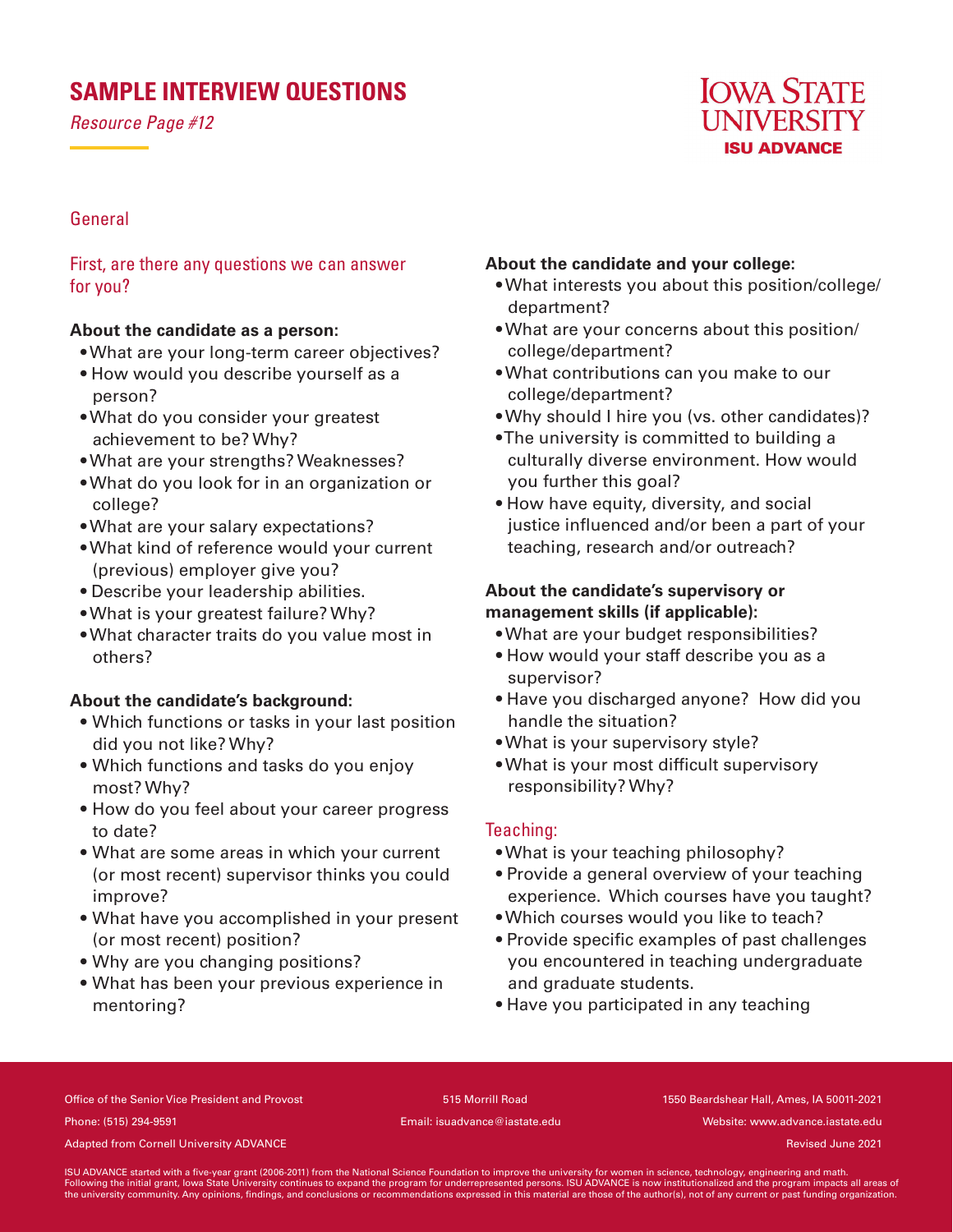# SAMPLE INTERVIEW QUESTIONS

*Resource Page #12*

IOWA STATE UNIVERSITY
ISU ADVANCE

## General

### First, are there any questions we can answer for you?

**About the candidate as a person:**

- What are your long-term career objectives?
- How would you describe yourself as a person?
- What do you consider your greatest achievement to be? Why?
- What are your strengths? Weaknesses?
- What do you look for in an organization or college?
- What are your salary expectations?
- What kind of reference would your current (previous) employer give you?
- Describe your leadership abilities.
- What is your greatest failure? Why?
- What character traits do you value most in others?

**About the candidate's background:**

- Which functions or tasks in your last position did you not like? Why?
- Which functions and tasks do you enjoy most? Why?
- How do you feel about your career progress to date?
- What are some areas in which your current (or most recent) supervisor thinks you could improve?
- What have you accomplished in your present (or most recent) position?
- Why are you changing positions?
- What has been your previous experience in mentoring?

**About the candidate and your college:**

- What interests you about this position/college/department?
- What are your concerns about this position/college/department?
- What contributions can you make to our college/department?
- Why should I hire you (vs. other candidates)?
- The university is committed to building a culturally diverse environment. How would you further this goal?
- How have equity, diversity, and social justice influenced and/or been a part of your teaching, research and/or outreach?

**About the candidate's supervisory or management skills (if applicable):**

- What are your budget responsibilities?
- How would your staff describe you as a supervisor?
- Have you discharged anyone? How did you handle the situation?
- What is your supervisory style?
- What is your most difficult supervisory responsibility? Why?

## Teaching:

- What is your teaching philosophy?
- Provide a general overview of your teaching experience. Which courses have you taught?
- Which courses would you like to teach?
- Provide specific examples of past challenges you encountered in teaching undergraduate and graduate students.
- Have you participated in any teaching

Office of the Senior Vice President and Provost | 515 Morrill Road | 1550 Beardshear Hall, Ames, IA 50011-2021
Phone: (515) 294-9591 | Email: isuadvance@iastate.edu | Website: www.advance.iastate.edu
Adapted from Cornell University ADVANCE | Revised June 2021

ISU ADVANCE started with a five-year grant (2006-2011) from the National Science Foundation to improve the university for women in science, technology, engineering and math. Following the initial grant, Iowa State University continues to expand the program for underrepresented persons. ISU ADVANCE is now institutionalized and the program impacts all areas of the university community. Any opinions, findings, and conclusions or recommendations expressed in this material are those of the author(s), not of any current or past funding organization.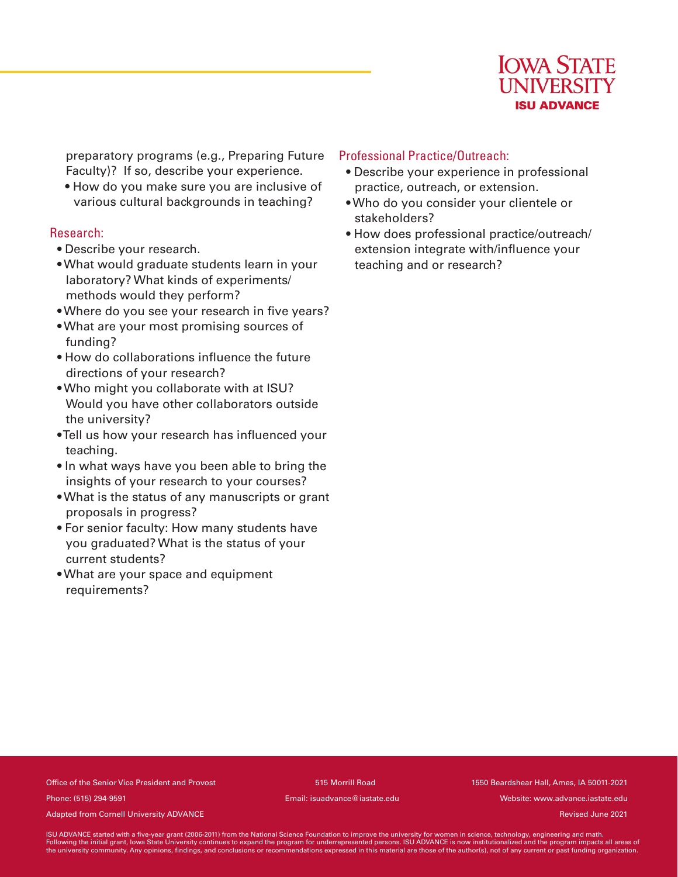preparatory programs (e.g., Preparing Future Faculty)? If so, describe your experience.

- How do you make sure you are inclusive of various cultural backgrounds in teaching?

## Research:

- Describe your research.
- What would graduate students learn in your laboratory? What kinds of experiments/ methods would they perform?
- Where do you see your research in five years?
- What are your most promising sources of funding?
- How do collaborations influence the future directions of your research?
- Who might you collaborate with at ISU? Would you have other collaborators outside the university?
- Tell us how your research has influenced your teaching.
- In what ways have you been able to bring the insights of your research to your courses?
- What is the status of any manuscripts or grant proposals in progress?
- For senior faculty: How many students have you graduated? What is the status of your current students?
- What are your space and equipment requirements?

## Professional Practice/Outreach:

- Describe your experience in professional practice, outreach, or extension.
- Who do you consider your clientele or stakeholders?
- How does professional practice/outreach/ extension integrate with/influence your teaching and or research?

Office of the Senior Vice President and Provost
515 Morrill Road
1550 Beardshear Hall, Ames, IA 50011-2021

Phone: (515) 294-9591
Email: isuadvance@iastate.edu
Website: www.advance.iastate.edu

Adapted from Cornell University ADVANCE
Revised June 2021

ISU ADVANCE started with a five-year grant (2006-2011) from the National Science Foundation to improve the university for women in science, technology, engineering and math. Following the initial grant, Iowa State University continues to expand the program for underrepresented persons. ISU ADVANCE is now institutionalized and the program impacts all areas of the university community. Any opinions, findings, and conclusions or recommendations expressed in this material are those of the author(s), not of any current or past funding organization.